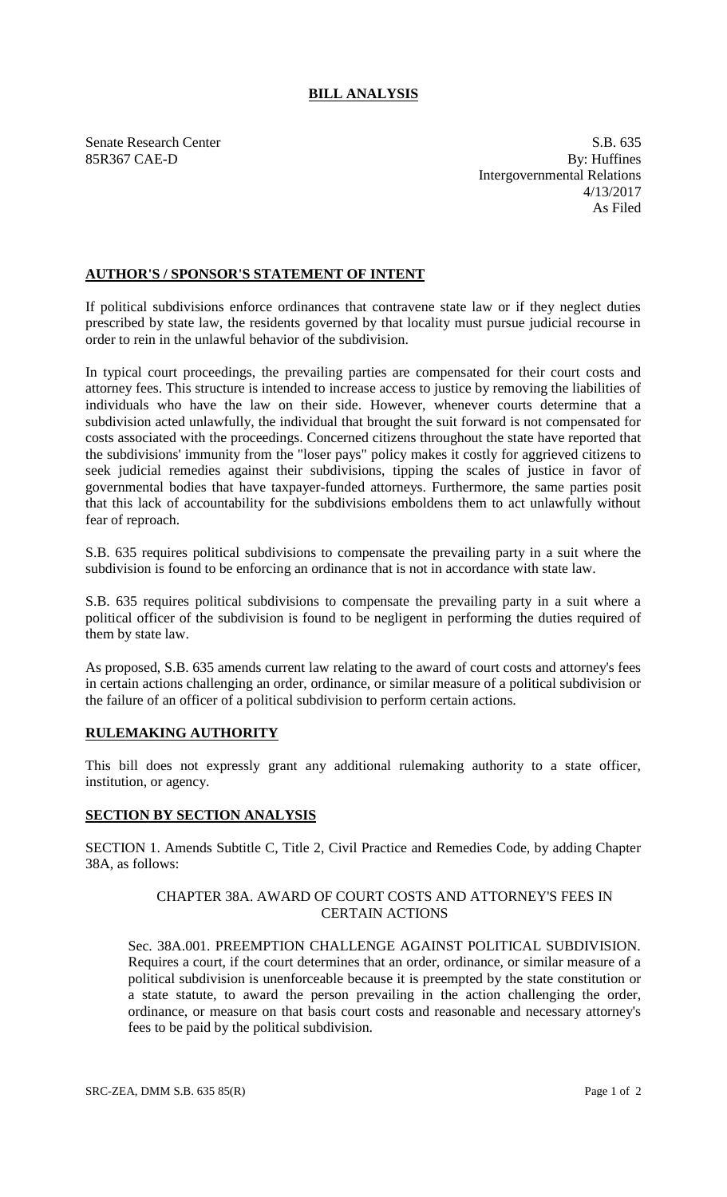# BILL ANALYSIS

Senate Research Center
85R367 CAE-D

S.B. 635
By: Huffines
Intergovernmental Relations
4/13/2017
As Filed

## AUTHOR'S / SPONSOR'S STATEMENT OF INTENT

If political subdivisions enforce ordinances that contravene state law or if they neglect duties prescribed by state law, the residents governed by that locality must pursue judicial recourse in order to rein in the unlawful behavior of the subdivision.

In typical court proceedings, the prevailing parties are compensated for their court costs and attorney fees. This structure is intended to increase access to justice by removing the liabilities of individuals who have the law on their side. However, whenever courts determine that a subdivision acted unlawfully, the individual that brought the suit forward is not compensated for costs associated with the proceedings. Concerned citizens throughout the state have reported that the subdivisions' immunity from the "loser pays" policy makes it costly for aggrieved citizens to seek judicial remedies against their subdivisions, tipping the scales of justice in favor of governmental bodies that have taxpayer-funded attorneys. Furthermore, the same parties posit that this lack of accountability for the subdivisions emboldens them to act unlawfully without fear of reproach.

S.B. 635 requires political subdivisions to compensate the prevailing party in a suit where the subdivision is found to be enforcing an ordinance that is not in accordance with state law.

S.B. 635 requires political subdivisions to compensate the prevailing party in a suit where a political officer of the subdivision is found to be negligent in performing the duties required of them by state law.

As proposed, S.B. 635 amends current law relating to the award of court costs and attorney's fees in certain actions challenging an order, ordinance, or similar measure of a political subdivision or the failure of an officer of a political subdivision to perform certain actions.

## RULEMAKING AUTHORITY

This bill does not expressly grant any additional rulemaking authority to a state officer, institution, or agency.

## SECTION BY SECTION ANALYSIS

SECTION 1. Amends Subtitle C, Title 2, Civil Practice and Remedies Code, by adding Chapter 38A, as follows:

CHAPTER 38A. AWARD OF COURT COSTS AND ATTORNEY'S FEES IN CERTAIN ACTIONS

Sec. 38A.001. PREEMPTION CHALLENGE AGAINST POLITICAL SUBDIVISION. Requires a court, if the court determines that an order, ordinance, or similar measure of a political subdivision is unenforceable because it is preempted by the state constitution or a state statute, to award the person prevailing in the action challenging the order, ordinance, or measure on that basis court costs and reasonable and necessary attorney's fees to be paid by the political subdivision.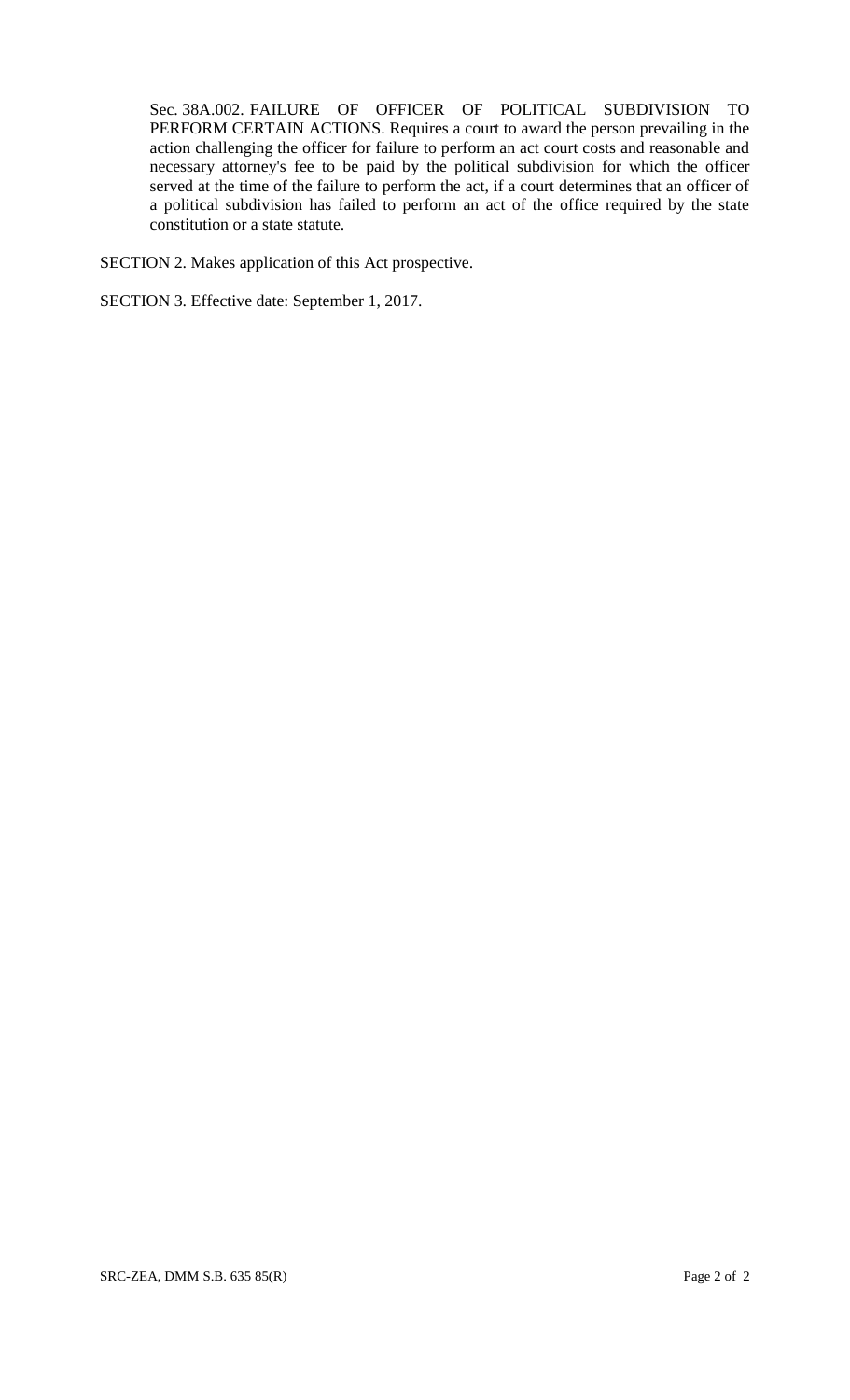Sec. 38A.002. FAILURE OF OFFICER OF POLITICAL SUBDIVISION TO PERFORM CERTAIN ACTIONS. Requires a court to award the person prevailing in the action challenging the officer for failure to perform an act court costs and reasonable and necessary attorney's fee to be paid by the political subdivision for which the officer served at the time of the failure to perform the act, if a court determines that an officer of a political subdivision has failed to perform an act of the office required by the state constitution or a state statute.

SECTION 2. Makes application of this Act prospective.

SECTION 3. Effective date: September 1, 2017.